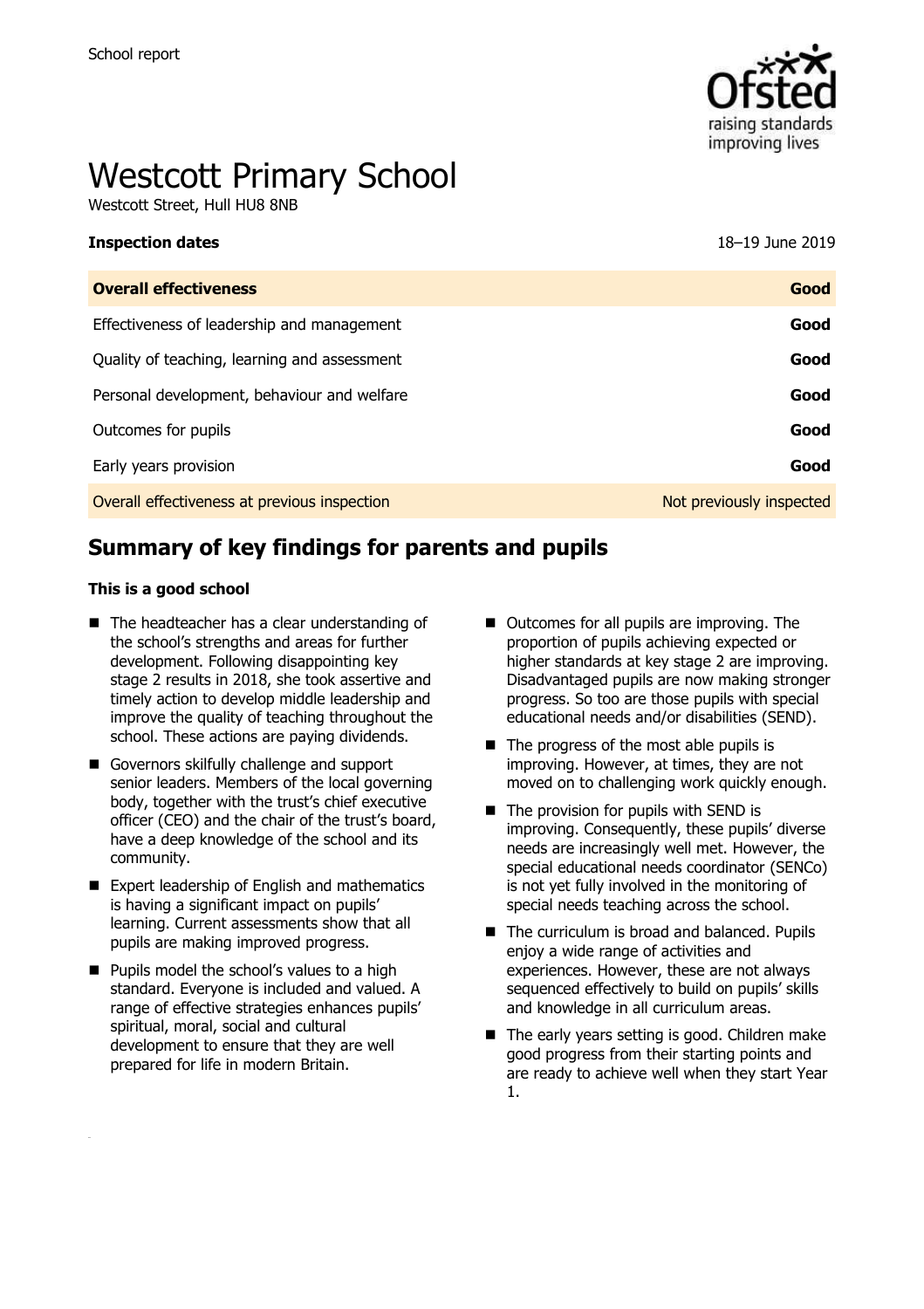School report

# Westcott Primary School

Westcott Street, Hull HU8 8NB

| **Inspection dates** | 18–19 June 2019 |
| --- | --- |
| **Overall effectiveness** | **Good** |
| Effectiveness of leadership and management | **Good** |
| Quality of teaching, learning and assessment | **Good** |
| Personal development, behaviour and welfare | **Good** |
| Outcomes for pupils | **Good** |
| Early years provision | **Good** |
| Overall effectiveness at previous inspection | Not previously inspected |

## Summary of key findings for parents and pupils

**This is a good school**

- The headteacher has a clear understanding of the school's strengths and areas for further development. Following disappointing key stage 2 results in 2018, she took assertive and timely action to develop middle leadership and improve the quality of teaching throughout the school. These actions are paying dividends.
- Governors skilfully challenge and support senior leaders. Members of the local governing body, together with the trust's chief executive officer (CEO) and the chair of the trust's board, have a deep knowledge of the school and its community.
- Expert leadership of English and mathematics is having a significant impact on pupils' learning. Current assessments show that all pupils are making improved progress.
- Pupils model the school's values to a high standard. Everyone is included and valued. A range of effective strategies enhances pupils' spiritual, moral, social and cultural development to ensure that they are well prepared for life in modern Britain.
- Outcomes for all pupils are improving. The proportion of pupils achieving expected or higher standards at key stage 2 are improving. Disadvantaged pupils are now making stronger progress. So too are those pupils with special educational needs and/or disabilities (SEND).
- The progress of the most able pupils is improving. However, at times, they are not moved on to challenging work quickly enough.
- The provision for pupils with SEND is improving. Consequently, these pupils' diverse needs are increasingly well met. However, the special educational needs coordinator (SENCo) is not yet fully involved in the monitoring of special needs teaching across the school.
- The curriculum is broad and balanced. Pupils enjoy a wide range of activities and experiences. However, these are not always sequenced effectively to build on pupils' skills and knowledge in all curriculum areas.
- The early years setting is good. Children make good progress from their starting points and are ready to achieve well when they start Year 1.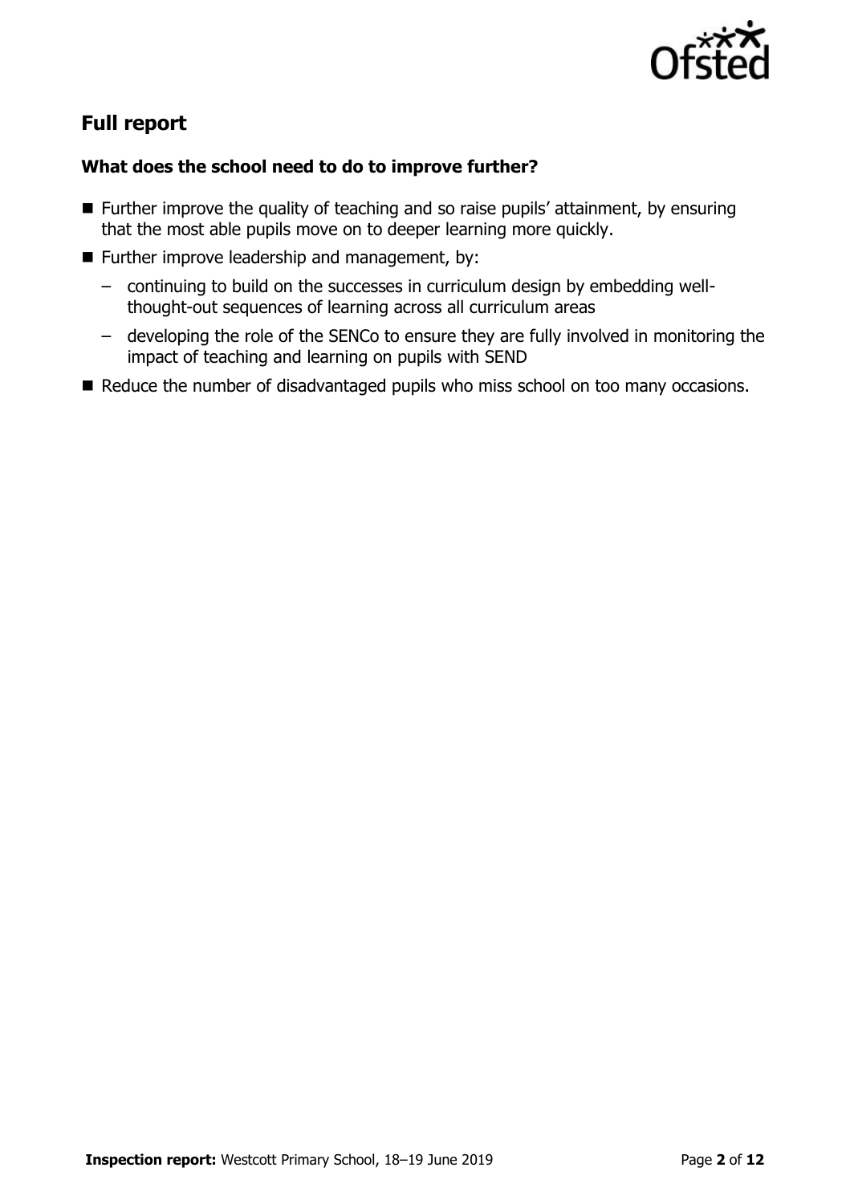## Full report

### What does the school need to do to improve further?

- Further improve the quality of teaching and so raise pupils' attainment, by ensuring that the most able pupils move on to deeper learning more quickly.
- Further improve leadership and management, by:
  - continuing to build on the successes in curriculum design by embedding well-thought-out sequences of learning across all curriculum areas
  - developing the role of the SENCo to ensure they are fully involved in monitoring the impact of teaching and learning on pupils with SEND
- Reduce the number of disadvantaged pupils who miss school on too many occasions.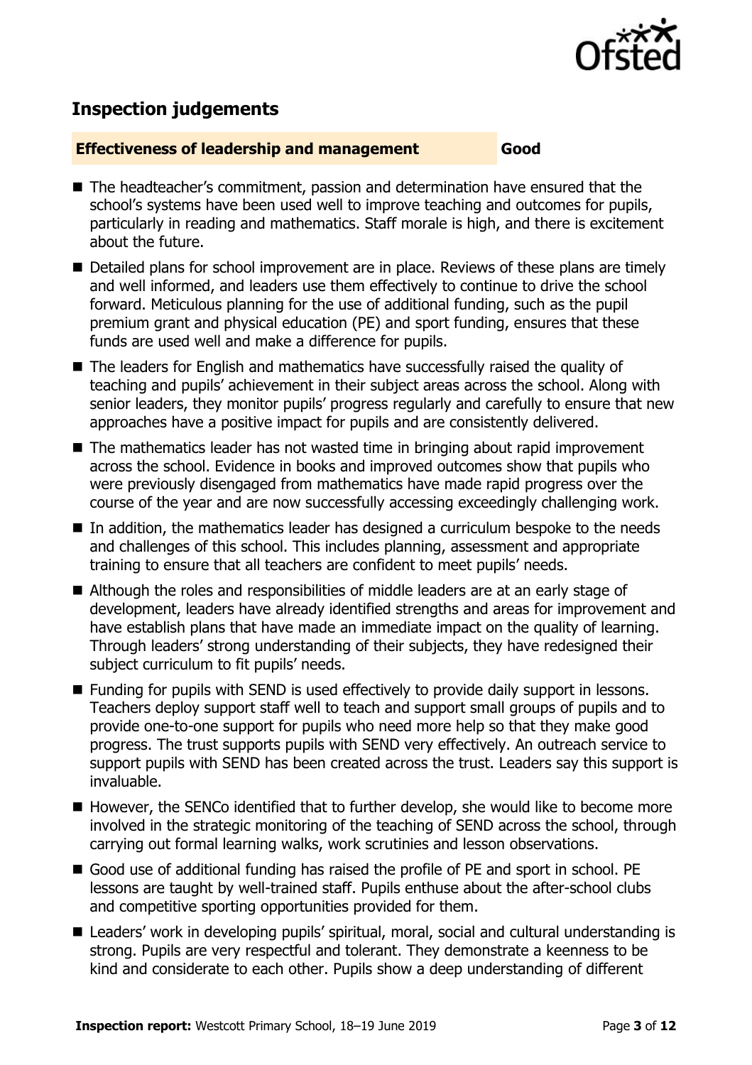## Inspection judgements

**Effectiveness of leadership and management** **Good**

- The headteacher's commitment, passion and determination have ensured that the school's systems have been used well to improve teaching and outcomes for pupils, particularly in reading and mathematics. Staff morale is high, and there is excitement about the future.
- Detailed plans for school improvement are in place. Reviews of these plans are timely and well informed, and leaders use them effectively to continue to drive the school forward. Meticulous planning for the use of additional funding, such as the pupil premium grant and physical education (PE) and sport funding, ensures that these funds are used well and make a difference for pupils.
- The leaders for English and mathematics have successfully raised the quality of teaching and pupils' achievement in their subject areas across the school. Along with senior leaders, they monitor pupils' progress regularly and carefully to ensure that new approaches have a positive impact for pupils and are consistently delivered.
- The mathematics leader has not wasted time in bringing about rapid improvement across the school. Evidence in books and improved outcomes show that pupils who were previously disengaged from mathematics have made rapid progress over the course of the year and are now successfully accessing exceedingly challenging work.
- In addition, the mathematics leader has designed a curriculum bespoke to the needs and challenges of this school. This includes planning, assessment and appropriate training to ensure that all teachers are confident to meet pupils' needs.
- Although the roles and responsibilities of middle leaders are at an early stage of development, leaders have already identified strengths and areas for improvement and have establish plans that have made an immediate impact on the quality of learning. Through leaders' strong understanding of their subjects, they have redesigned their subject curriculum to fit pupils' needs.
- Funding for pupils with SEND is used effectively to provide daily support in lessons. Teachers deploy support staff well to teach and support small groups of pupils and to provide one-to-one support for pupils who need more help so that they make good progress. The trust supports pupils with SEND very effectively. An outreach service to support pupils with SEND has been created across the trust. Leaders say this support is invaluable.
- However, the SENCo identified that to further develop, she would like to become more involved in the strategic monitoring of the teaching of SEND across the school, through carrying out formal learning walks, work scrutinies and lesson observations.
- Good use of additional funding has raised the profile of PE and sport in school. PE lessons are taught by well-trained staff. Pupils enthuse about the after-school clubs and competitive sporting opportunities provided for them.
- Leaders' work in developing pupils' spiritual, moral, social and cultural understanding is strong. Pupils are very respectful and tolerant. They demonstrate a keenness to be kind and considerate to each other. Pupils show a deep understanding of different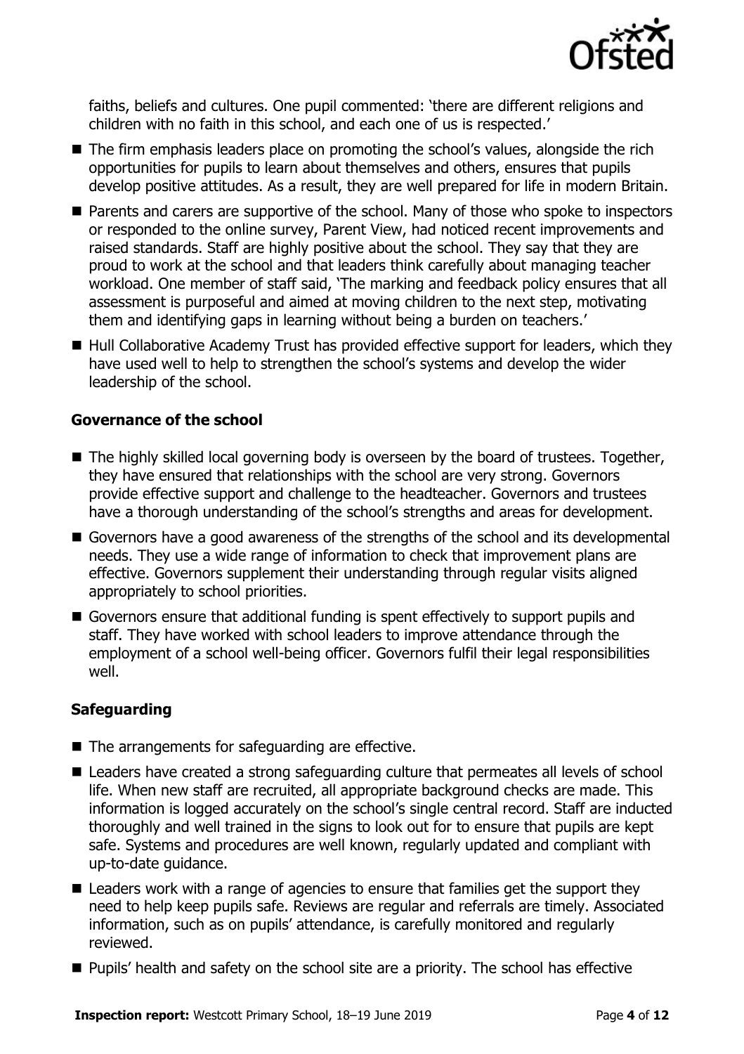faiths, beliefs and cultures. One pupil commented: 'there are different religions and children with no faith in this school, and each one of us is respected.'

- The firm emphasis leaders place on promoting the school's values, alongside the rich opportunities for pupils to learn about themselves and others, ensures that pupils develop positive attitudes. As a result, they are well prepared for life in modern Britain.
- Parents and carers are supportive of the school. Many of those who spoke to inspectors or responded to the online survey, Parent View, had noticed recent improvements and raised standards. Staff are highly positive about the school. They say that they are proud to work at the school and that leaders think carefully about managing teacher workload. One member of staff said, 'The marking and feedback policy ensures that all assessment is purposeful and aimed at moving children to the next step, motivating them and identifying gaps in learning without being a burden on teachers.'
- Hull Collaborative Academy Trust has provided effective support for leaders, which they have used well to help to strengthen the school's systems and develop the wider leadership of the school.

### Governance of the school

- The highly skilled local governing body is overseen by the board of trustees. Together, they have ensured that relationships with the school are very strong. Governors provide effective support and challenge to the headteacher. Governors and trustees have a thorough understanding of the school's strengths and areas for development.
- Governors have a good awareness of the strengths of the school and its developmental needs. They use a wide range of information to check that improvement plans are effective. Governors supplement their understanding through regular visits aligned appropriately to school priorities.
- Governors ensure that additional funding is spent effectively to support pupils and staff. They have worked with school leaders to improve attendance through the employment of a school well-being officer. Governors fulfil their legal responsibilities well.

### Safeguarding

- The arrangements for safeguarding are effective.
- Leaders have created a strong safeguarding culture that permeates all levels of school life. When new staff are recruited, all appropriate background checks are made. This information is logged accurately on the school's single central record. Staff are inducted thoroughly and well trained in the signs to look out for to ensure that pupils are kept safe. Systems and procedures are well known, regularly updated and compliant with up-to-date guidance.
- Leaders work with a range of agencies to ensure that families get the support they need to help keep pupils safe. Reviews are regular and referrals are timely. Associated information, such as on pupils' attendance, is carefully monitored and regularly reviewed.
- Pupils' health and safety on the school site are a priority. The school has effective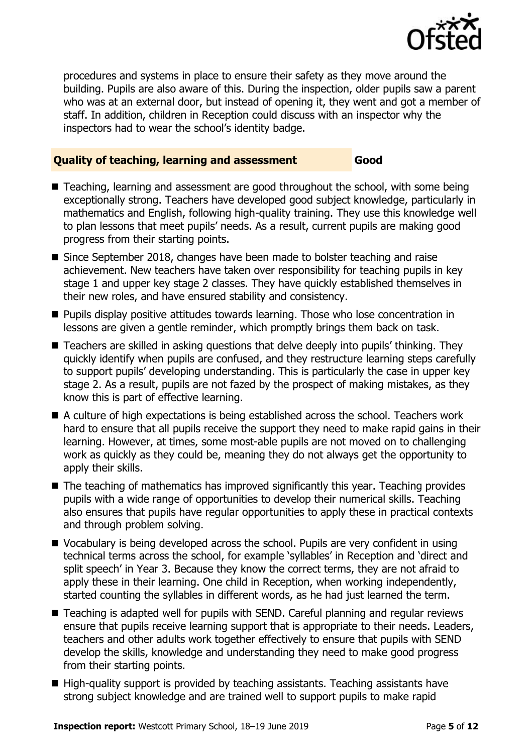procedures and systems in place to ensure their safety as they move around the building. Pupils are also aware of this. During the inspection, older pupils saw a parent who was at an external door, but instead of opening it, they went and got a member of staff. In addition, children in Reception could discuss with an inspector why the inspectors had to wear the school's identity badge.

## Quality of teaching, learning and assessment — Good

- Teaching, learning and assessment are good throughout the school, with some being exceptionally strong. Teachers have developed good subject knowledge, particularly in mathematics and English, following high-quality training. They use this knowledge well to plan lessons that meet pupils' needs. As a result, current pupils are making good progress from their starting points.
- Since September 2018, changes have been made to bolster teaching and raise achievement. New teachers have taken over responsibility for teaching pupils in key stage 1 and upper key stage 2 classes. They have quickly established themselves in their new roles, and have ensured stability and consistency.
- Pupils display positive attitudes towards learning. Those who lose concentration in lessons are given a gentle reminder, which promptly brings them back on task.
- Teachers are skilled in asking questions that delve deeply into pupils' thinking. They quickly identify when pupils are confused, and they restructure learning steps carefully to support pupils' developing understanding. This is particularly the case in upper key stage 2. As a result, pupils are not fazed by the prospect of making mistakes, as they know this is part of effective learning.
- A culture of high expectations is being established across the school. Teachers work hard to ensure that all pupils receive the support they need to make rapid gains in their learning. However, at times, some most-able pupils are not moved on to challenging work as quickly as they could be, meaning they do not always get the opportunity to apply their skills.
- The teaching of mathematics has improved significantly this year. Teaching provides pupils with a wide range of opportunities to develop their numerical skills. Teaching also ensures that pupils have regular opportunities to apply these in practical contexts and through problem solving.
- Vocabulary is being developed across the school. Pupils are very confident in using technical terms across the school, for example 'syllables' in Reception and 'direct and split speech' in Year 3. Because they know the correct terms, they are not afraid to apply these in their learning. One child in Reception, when working independently, started counting the syllables in different words, as he had just learned the term.
- Teaching is adapted well for pupils with SEND. Careful planning and regular reviews ensure that pupils receive learning support that is appropriate to their needs. Leaders, teachers and other adults work together effectively to ensure that pupils with SEND develop the skills, knowledge and understanding they need to make good progress from their starting points.
- High-quality support is provided by teaching assistants. Teaching assistants have strong subject knowledge and are trained well to support pupils to make rapid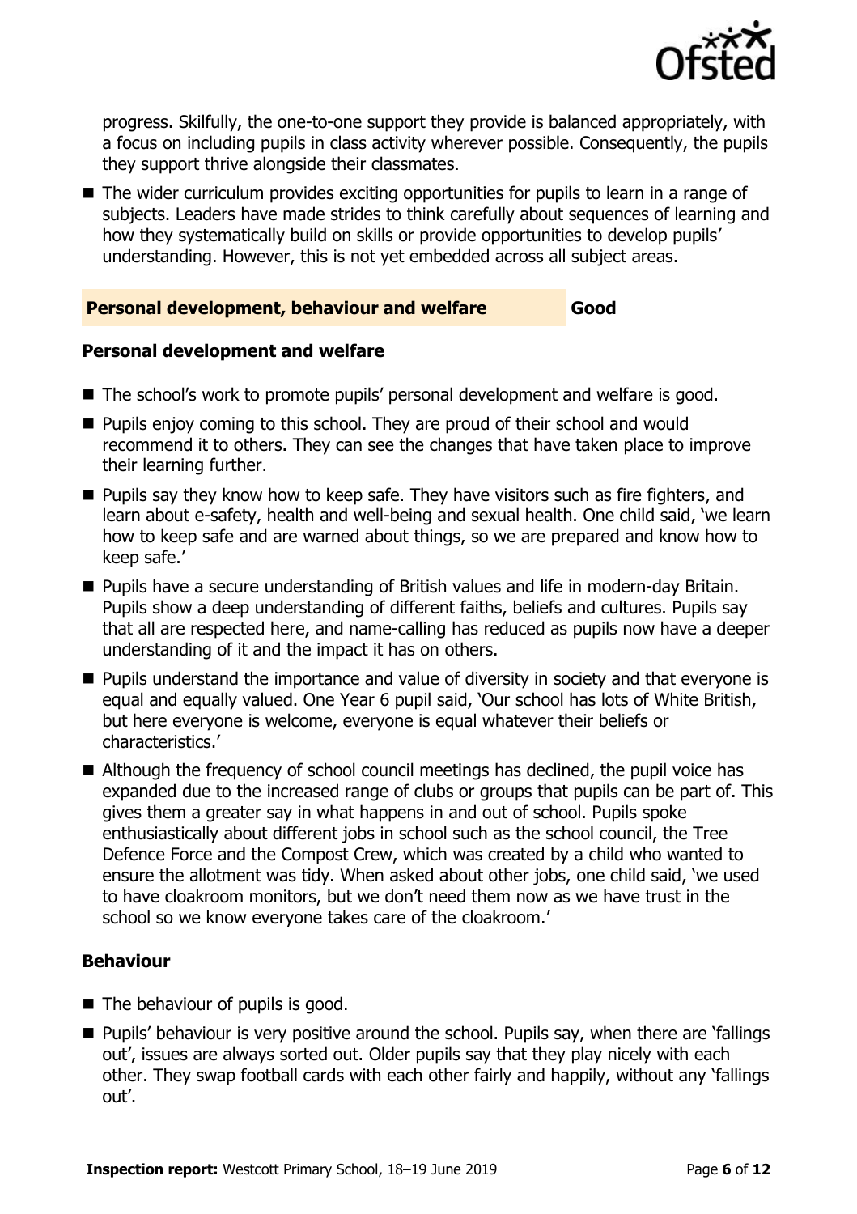progress. Skilfully, the one-to-one support they provide is balanced appropriately, with a focus on including pupils in class activity wherever possible. Consequently, the pupils they support thrive alongside their classmates.

- The wider curriculum provides exciting opportunities for pupils to learn in a range of subjects. Leaders have made strides to think carefully about sequences of learning and how they systematically build on skills or provide opportunities to develop pupils' understanding. However, this is not yet embedded across all subject areas.

## Personal development, behaviour and welfare — Good

### Personal development and welfare

- The school's work to promote pupils' personal development and welfare is good.
- Pupils enjoy coming to this school. They are proud of their school and would recommend it to others. They can see the changes that have taken place to improve their learning further.
- Pupils say they know how to keep safe. They have visitors such as fire fighters, and learn about e-safety, health and well-being and sexual health. One child said, 'we learn how to keep safe and are warned about things, so we are prepared and know how to keep safe.'
- Pupils have a secure understanding of British values and life in modern-day Britain. Pupils show a deep understanding of different faiths, beliefs and cultures. Pupils say that all are respected here, and name-calling has reduced as pupils now have a deeper understanding of it and the impact it has on others.
- Pupils understand the importance and value of diversity in society and that everyone is equal and equally valued. One Year 6 pupil said, 'Our school has lots of White British, but here everyone is welcome, everyone is equal whatever their beliefs or characteristics.'
- Although the frequency of school council meetings has declined, the pupil voice has expanded due to the increased range of clubs or groups that pupils can be part of. This gives them a greater say in what happens in and out of school. Pupils spoke enthusiastically about different jobs in school such as the school council, the Tree Defence Force and the Compost Crew, which was created by a child who wanted to ensure the allotment was tidy. When asked about other jobs, one child said, 'we used to have cloakroom monitors, but we don't need them now as we have trust in the school so we know everyone takes care of the cloakroom.'

### Behaviour

- The behaviour of pupils is good.
- Pupils' behaviour is very positive around the school. Pupils say, when there are 'fallings out', issues are always sorted out. Older pupils say that they play nicely with each other. They swap football cards with each other fairly and happily, without any 'fallings out'.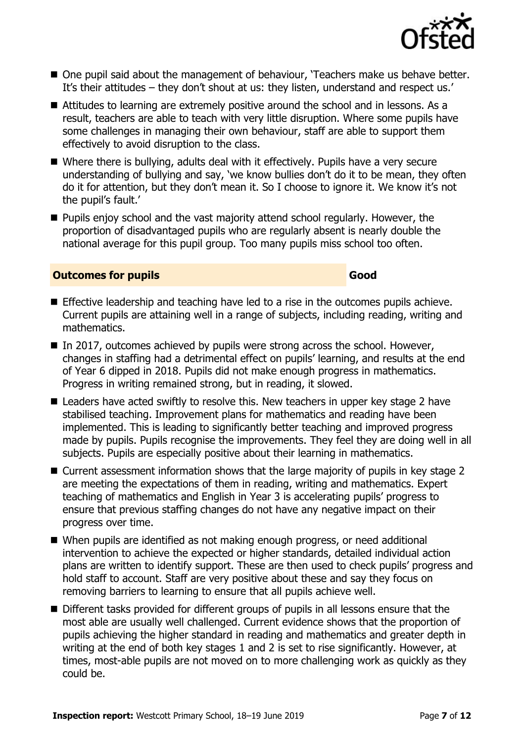- One pupil said about the management of behaviour, 'Teachers make us behave better. It's their attitudes – they don't shout at us: they listen, understand and respect us.'
- Attitudes to learning are extremely positive around the school and in lessons. As a result, teachers are able to teach with very little disruption. Where some pupils have some challenges in managing their own behaviour, staff are able to support them effectively to avoid disruption to the class.
- Where there is bullying, adults deal with it effectively. Pupils have a very secure understanding of bullying and say, 'we know bullies don't do it to be mean, they often do it for attention, but they don't mean it. So I choose to ignore it. We know it's not the pupil's fault.'
- Pupils enjoy school and the vast majority attend school regularly. However, the proportion of disadvantaged pupils who are regularly absent is nearly double the national average for this pupil group. Too many pupils miss school too often.

## Outcomes for pupils — Good

- Effective leadership and teaching have led to a rise in the outcomes pupils achieve. Current pupils are attaining well in a range of subjects, including reading, writing and mathematics.
- In 2017, outcomes achieved by pupils were strong across the school. However, changes in staffing had a detrimental effect on pupils' learning, and results at the end of Year 6 dipped in 2018. Pupils did not make enough progress in mathematics. Progress in writing remained strong, but in reading, it slowed.
- Leaders have acted swiftly to resolve this. New teachers in upper key stage 2 have stabilised teaching. Improvement plans for mathematics and reading have been implemented. This is leading to significantly better teaching and improved progress made by pupils. Pupils recognise the improvements. They feel they are doing well in all subjects. Pupils are especially positive about their learning in mathematics.
- Current assessment information shows that the large majority of pupils in key stage 2 are meeting the expectations of them in reading, writing and mathematics. Expert teaching of mathematics and English in Year 3 is accelerating pupils' progress to ensure that previous staffing changes do not have any negative impact on their progress over time.
- When pupils are identified as not making enough progress, or need additional intervention to achieve the expected or higher standards, detailed individual action plans are written to identify support. These are then used to check pupils' progress and hold staff to account. Staff are very positive about these and say they focus on removing barriers to learning to ensure that all pupils achieve well.
- Different tasks provided for different groups of pupils in all lessons ensure that the most able are usually well challenged. Current evidence shows that the proportion of pupils achieving the higher standard in reading and mathematics and greater depth in writing at the end of both key stages 1 and 2 is set to rise significantly. However, at times, most-able pupils are not moved on to more challenging work as quickly as they could be.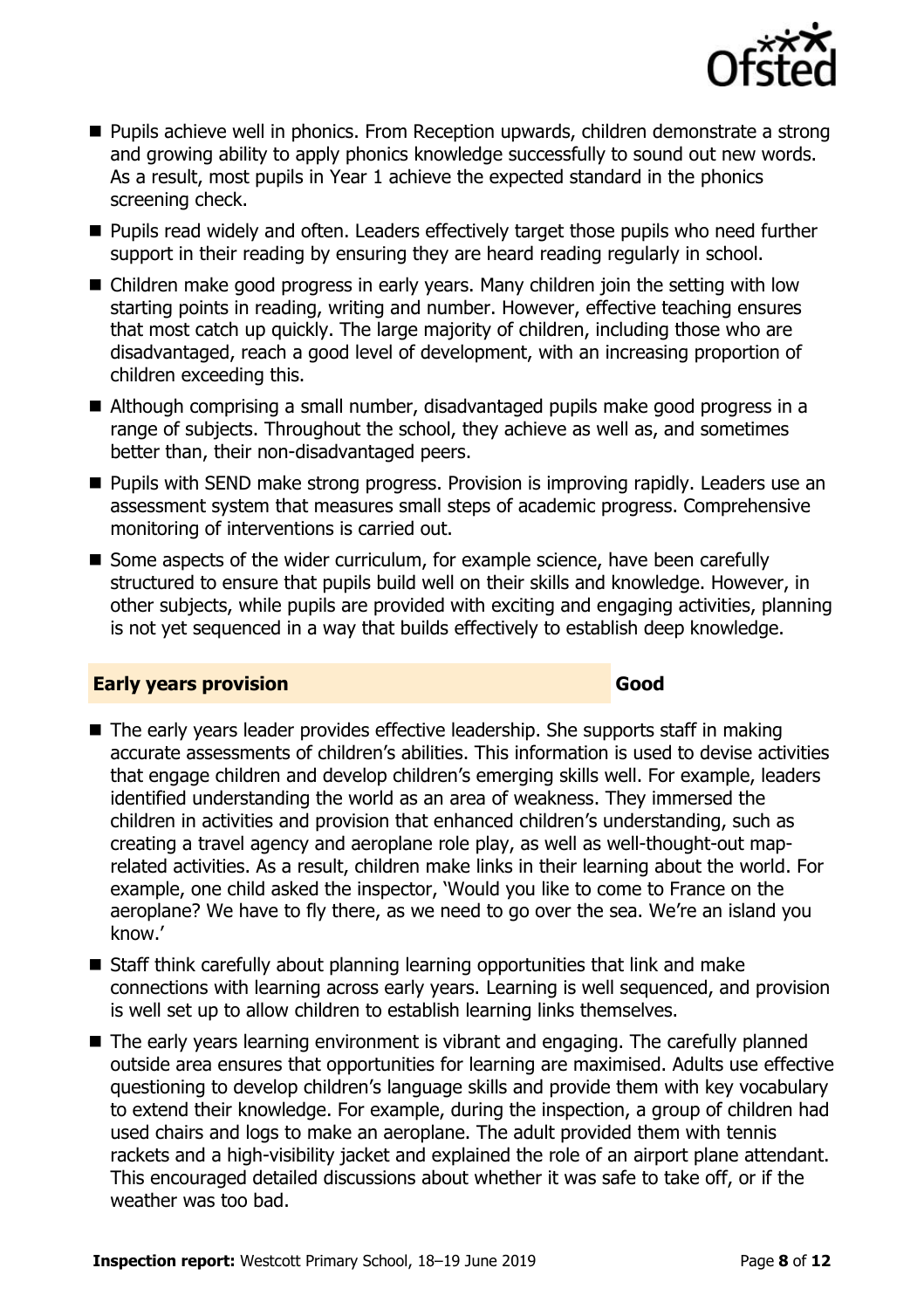- Pupils achieve well in phonics. From Reception upwards, children demonstrate a strong and growing ability to apply phonics knowledge successfully to sound out new words. As a result, most pupils in Year 1 achieve the expected standard in the phonics screening check.
- Pupils read widely and often. Leaders effectively target those pupils who need further support in their reading by ensuring they are heard reading regularly in school.
- Children make good progress in early years. Many children join the setting with low starting points in reading, writing and number. However, effective teaching ensures that most catch up quickly. The large majority of children, including those who are disadvantaged, reach a good level of development, with an increasing proportion of children exceeding this.
- Although comprising a small number, disadvantaged pupils make good progress in a range of subjects. Throughout the school, they achieve as well as, and sometimes better than, their non-disadvantaged peers.
- Pupils with SEND make strong progress. Provision is improving rapidly. Leaders use an assessment system that measures small steps of academic progress. Comprehensive monitoring of interventions is carried out.
- Some aspects of the wider curriculum, for example science, have been carefully structured to ensure that pupils build well on their skills and knowledge. However, in other subjects, while pupils are provided with exciting and engaging activities, planning is not yet sequenced in a way that builds effectively to establish deep knowledge.

## Early years provision — Good

- The early years leader provides effective leadership. She supports staff in making accurate assessments of children's abilities. This information is used to devise activities that engage children and develop children's emerging skills well. For example, leaders identified understanding the world as an area of weakness. They immersed the children in activities and provision that enhanced children's understanding, such as creating a travel agency and aeroplane role play, as well as well-thought-out map-related activities. As a result, children make links in their learning about the world. For example, one child asked the inspector, 'Would you like to come to France on the aeroplane? We have to fly there, as we need to go over the sea. We're an island you know.'
- Staff think carefully about planning learning opportunities that link and make connections with learning across early years. Learning is well sequenced, and provision is well set up to allow children to establish learning links themselves.
- The early years learning environment is vibrant and engaging. The carefully planned outside area ensures that opportunities for learning are maximised. Adults use effective questioning to develop children's language skills and provide them with key vocabulary to extend their knowledge. For example, during the inspection, a group of children had used chairs and logs to make an aeroplane. The adult provided them with tennis rackets and a high-visibility jacket and explained the role of an airport plane attendant. This encouraged detailed discussions about whether it was safe to take off, or if the weather was too bad.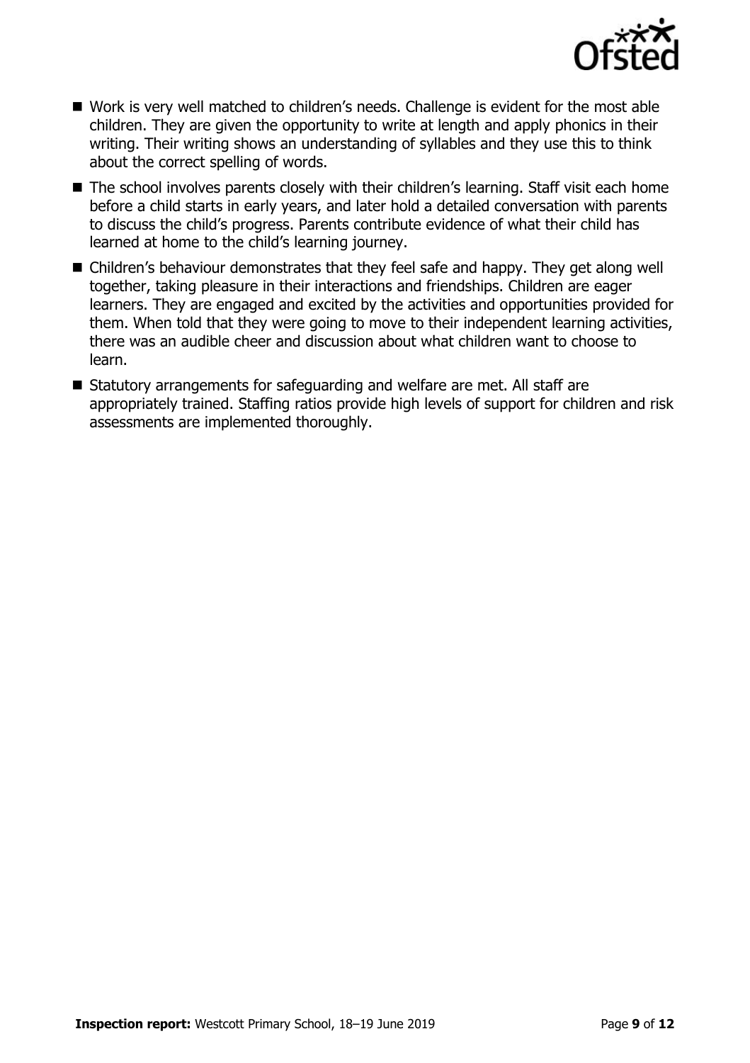- Work is very well matched to children's needs. Challenge is evident for the most able children. They are given the opportunity to write at length and apply phonics in their writing. Their writing shows an understanding of syllables and they use this to think about the correct spelling of words.
- The school involves parents closely with their children's learning. Staff visit each home before a child starts in early years, and later hold a detailed conversation with parents to discuss the child's progress. Parents contribute evidence of what their child has learned at home to the child's learning journey.
- Children's behaviour demonstrates that they feel safe and happy. They get along well together, taking pleasure in their interactions and friendships. Children are eager learners. They are engaged and excited by the activities and opportunities provided for them. When told that they were going to move to their independent learning activities, there was an audible cheer and discussion about what children want to choose to learn.
- Statutory arrangements for safeguarding and welfare are met. All staff are appropriately trained. Staffing ratios provide high levels of support for children and risk assessments are implemented thoroughly.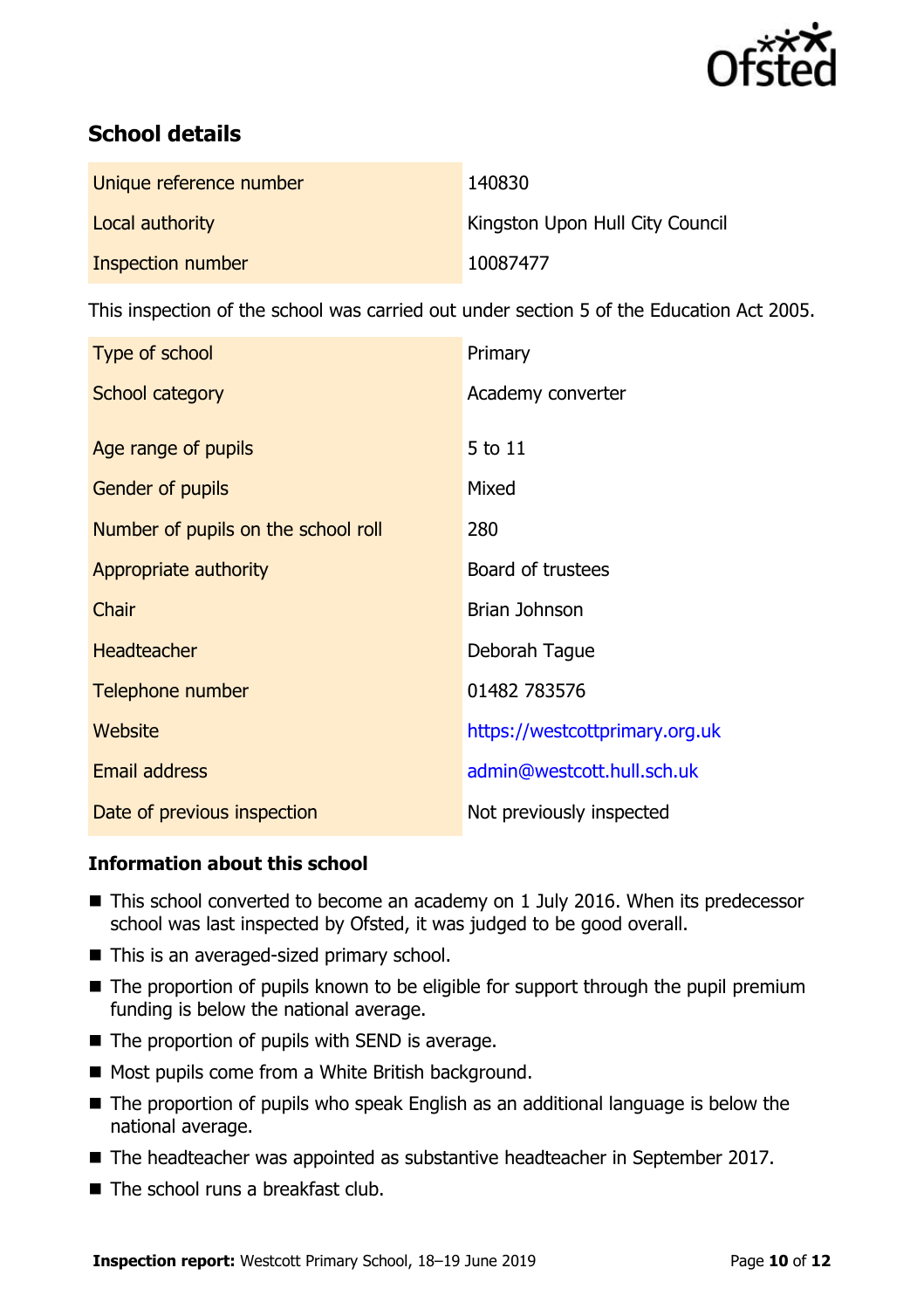## School details

| | |
|---|---|
| Unique reference number | 140830 |
| Local authority | Kingston Upon Hull City Council |
| Inspection number | 10087477 |

This inspection of the school was carried out under section 5 of the Education Act 2005.

| | |
|---|---|
| Type of school | Primary |
| School category | Academy converter |
| Age range of pupils | 5 to 11 |
| Gender of pupils | Mixed |
| Number of pupils on the school roll | 280 |
| Appropriate authority | Board of trustees |
| Chair | Brian Johnson |
| Headteacher | Deborah Tague |
| Telephone number | 01482 783576 |
| Website | https://westcottprimary.org.uk |
| Email address | admin@westcott.hull.sch.uk |
| Date of previous inspection | Not previously inspected |

### Information about this school

- This school converted to become an academy on 1 July 2016. When its predecessor school was last inspected by Ofsted, it was judged to be good overall.
- This is an averaged-sized primary school.
- The proportion of pupils known to be eligible for support through the pupil premium funding is below the national average.
- The proportion of pupils with SEND is average.
- Most pupils come from a White British background.
- The proportion of pupils who speak English as an additional language is below the national average.
- The headteacher was appointed as substantive headteacher in September 2017.
- The school runs a breakfast club.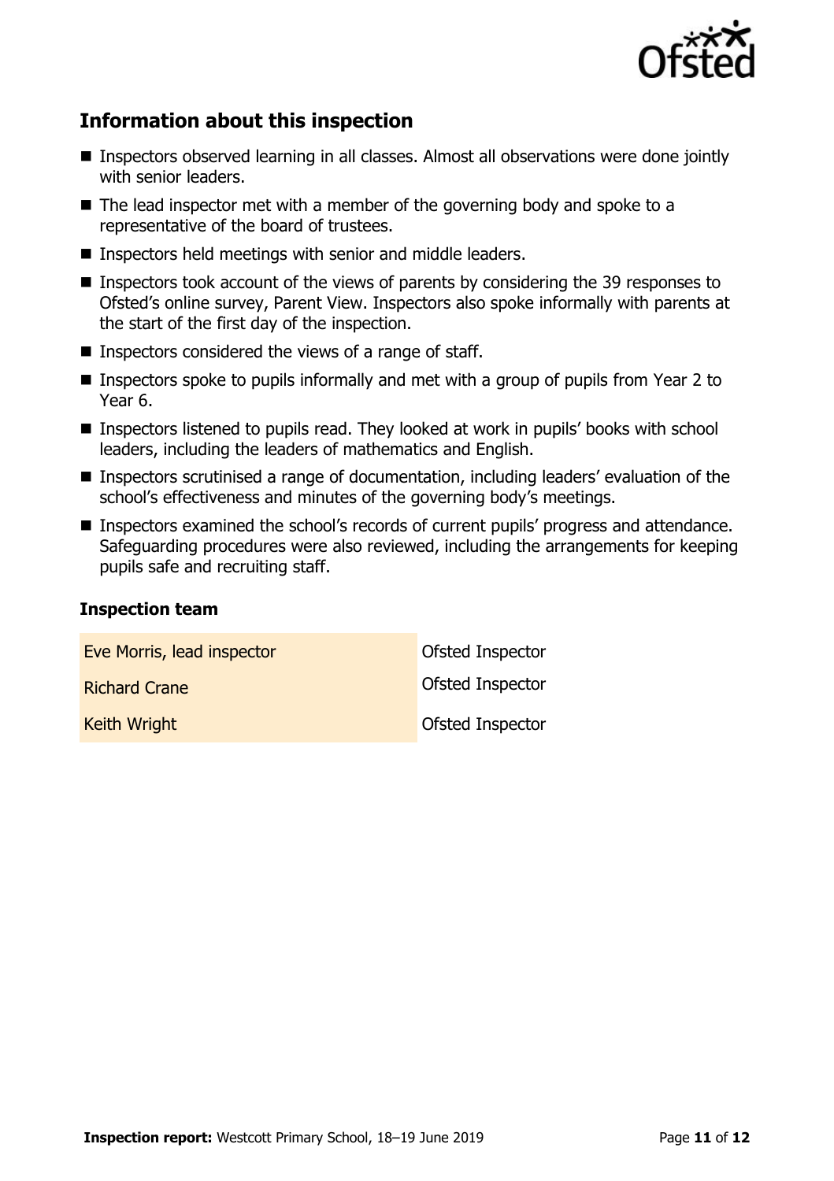## Information about this inspection

- Inspectors observed learning in all classes. Almost all observations were done jointly with senior leaders.
- The lead inspector met with a member of the governing body and spoke to a representative of the board of trustees.
- Inspectors held meetings with senior and middle leaders.
- Inspectors took account of the views of parents by considering the 39 responses to Ofsted's online survey, Parent View. Inspectors also spoke informally with parents at the start of the first day of the inspection.
- Inspectors considered the views of a range of staff.
- Inspectors spoke to pupils informally and met with a group of pupils from Year 2 to Year 6.
- Inspectors listened to pupils read. They looked at work in pupils' books with school leaders, including the leaders of mathematics and English.
- Inspectors scrutinised a range of documentation, including leaders' evaluation of the school's effectiveness and minutes of the governing body's meetings.
- Inspectors examined the school's records of current pupils' progress and attendance. Safeguarding procedures were also reviewed, including the arrangements for keeping pupils safe and recruiting staff.

### Inspection team

| | |
|---|---|
| Eve Morris, lead inspector | Ofsted Inspector |
| Richard Crane | Ofsted Inspector |
| Keith Wright | Ofsted Inspector |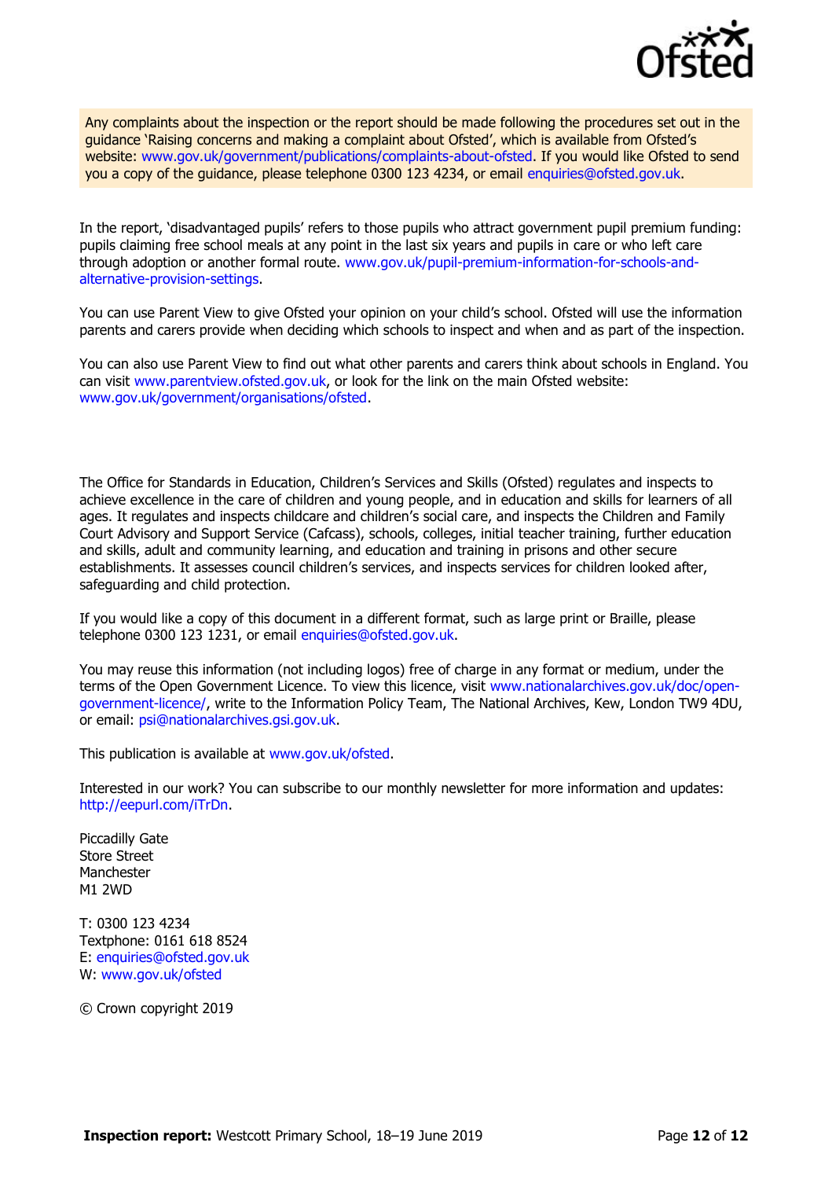Any complaints about the inspection or the report should be made following the procedures set out in the guidance 'Raising concerns and making a complaint about Ofsted', which is available from Ofsted's website: www.gov.uk/government/publications/complaints-about-ofsted. If you would like Ofsted to send you a copy of the guidance, please telephone 0300 123 4234, or email enquiries@ofsted.gov.uk.

In the report, 'disadvantaged pupils' refers to those pupils who attract government pupil premium funding: pupils claiming free school meals at any point in the last six years and pupils in care or who left care through adoption or another formal route. www.gov.uk/pupil-premium-information-for-schools-and-alternative-provision-settings.

You can use Parent View to give Ofsted your opinion on your child's school. Ofsted will use the information parents and carers provide when deciding which schools to inspect and when and as part of the inspection.

You can also use Parent View to find out what other parents and carers think about schools in England. You can visit www.parentview.ofsted.gov.uk, or look for the link on the main Ofsted website: www.gov.uk/government/organisations/ofsted.

The Office for Standards in Education, Children's Services and Skills (Ofsted) regulates and inspects to achieve excellence in the care of children and young people, and in education and skills for learners of all ages. It regulates and inspects childcare and children's social care, and inspects the Children and Family Court Advisory and Support Service (Cafcass), schools, colleges, initial teacher training, further education and skills, adult and community learning, and education and training in prisons and other secure establishments. It assesses council children's services, and inspects services for children looked after, safeguarding and child protection.

If you would like a copy of this document in a different format, such as large print or Braille, please telephone 0300 123 1231, or email enquiries@ofsted.gov.uk.

You may reuse this information (not including logos) free of charge in any format or medium, under the terms of the Open Government Licence. To view this licence, visit www.nationalarchives.gov.uk/doc/open-government-licence/, write to the Information Policy Team, The National Archives, Kew, London TW9 4DU, or email: psi@nationalarchives.gsi.gov.uk.

This publication is available at www.gov.uk/ofsted.

Interested in our work? You can subscribe to our monthly newsletter for more information and updates: http://eepurl.com/iTrDn.

Piccadilly Gate
Store Street
Manchester
M1 2WD

T: 0300 123 4234
Textphone: 0161 618 8524
E: enquiries@ofsted.gov.uk
W: www.gov.uk/ofsted

© Crown copyright 2019